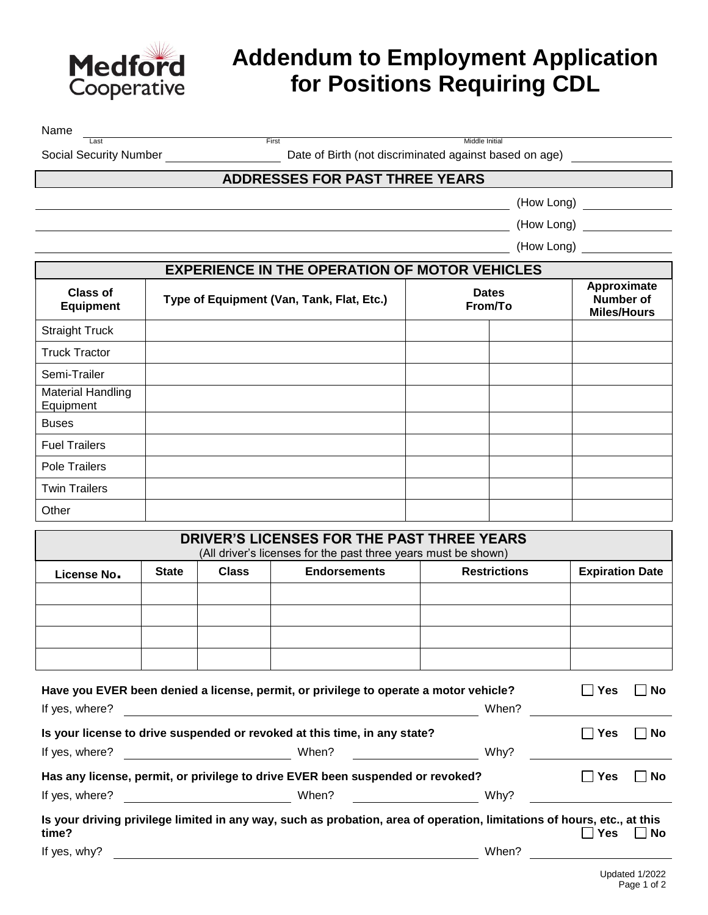Medford Cooperative

# Addendum to Employment Application for Positions Requiring CDL

Name ______________________________________________
Last First Middle Initial

Social Security Number ______________ Date of Birth (not discriminated against based on age) ______________

## ADDRESSES FOR PAST THREE YEARS

______________________________________________ (How Long) ______________

______________________________________________ (How Long) ______________

______________________________________________ (How Long) ______________

## EXPERIENCE IN THE OPERATION OF MOTOR VEHICLES

| Class of Equipment | Type of Equipment (Van, Tank, Flat, Etc.) | Dates From/To | | Approximate Number of Miles/Hours |
|---|---|---|---|---|
| Straight Truck | | | | |
| Truck Tractor | | | | |
| Semi-Trailer | | | | |
| Material Handling Equipment | | | | |
| Buses | | | | |
| Fuel Trailers | | | | |
| Pole Trailers | | | | |
| Twin Trailers | | | | |
| Other | | | | |

## DRIVER'S LICENSES FOR THE PAST THREE YEARS

(All driver's licenses for the past three years must be shown)

| License No. | State | Class | Endorsements | Restrictions | Expiration Date |
|---|---|---|---|---|---|
| | | | | | |
| | | | | | |
| | | | | | |
| | | | | | |

**Have you EVER been denied a license, permit, or privilege to operate a motor vehicle?** ☐ **Yes** ☐ **No**

If yes, where? ______________________________ When? ______________

**Is your license to drive suspended or revoked at this time, in any state?** ☐ **Yes** ☐ **No**

If yes, where? ______________ When? ______________ Why? ______________

**Has any license, permit, or privilege to drive EVER been suspended or revoked?** ☐ **Yes** ☐ **No**

If yes, where? ______________ When? ______________ Why? ______________

**Is your driving privilege limited in any way, such as probation, area of operation, limitations of hours, etc., at this time?** ☐ **Yes** ☐ **No**

If yes, why? ______________________________ When? ______________

Updated 1/2022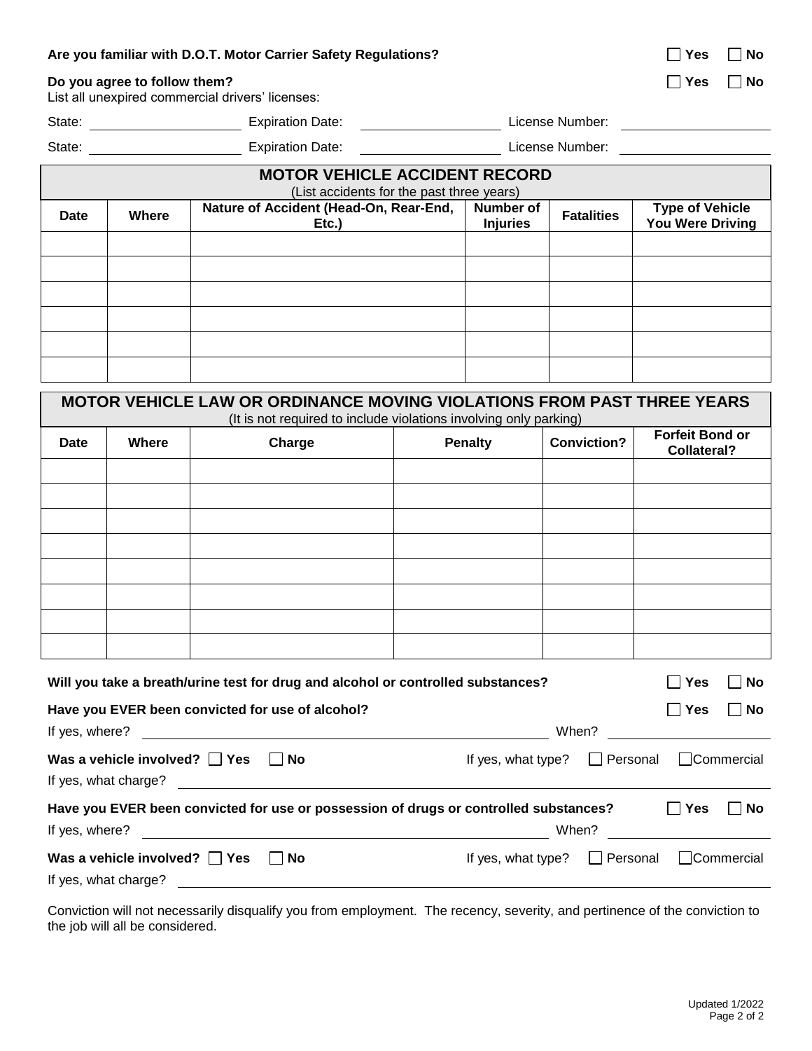**Are you familiar with D.O.T. Motor Carrier Safety Regulations?** ☐ Yes ☐ No

**Do you agree to follow them?** ☐ Yes ☐ No

List all unexpired commercial drivers' licenses:

State: \_\_\_\_\_\_\_\_\_\_\_\_\_\_\_\_\_\_\_\_ Expiration Date: \_\_\_\_\_\_\_\_\_\_\_\_\_\_\_\_\_\_\_\_ License Number: \_\_\_\_\_\_\_\_\_\_\_\_\_\_\_\_\_\_\_\_

State: \_\_\_\_\_\_\_\_\_\_\_\_\_\_\_\_\_\_\_\_ Expiration Date: \_\_\_\_\_\_\_\_\_\_\_\_\_\_\_\_\_\_\_\_ License Number: \_\_\_\_\_\_\_\_\_\_\_\_\_\_\_\_\_\_\_\_

## MOTOR VEHICLE ACCIDENT RECORD

(List accidents for the past three years)

| Date | Where | Nature of Accident (Head-On, Rear-End, Etc.) | Number of Injuries | Fatalities | Type of Vehicle You Were Driving |
|---|---|---|---|---|---|
| | | | | | |
| | | | | | |
| | | | | | |
| | | | | | |
| | | | | | |
| | | | | | |

## MOTOR VEHICLE LAW OR ORDINANCE MOVING VIOLATIONS FROM PAST THREE YEARS

(It is not required to include violations involving only parking)

| Date | Where | Charge | Penalty | Conviction? | Forfeit Bond or Collateral? |
|---|---|---|---|---|---|
| | | | | | |
| | | | | | |
| | | | | | |
| | | | | | |
| | | | | | |
| | | | | | |
| | | | | | |
| | | | | | |

**Will you take a breath/urine test for drug and alcohol or controlled substances?** ☐ Yes ☐ No

**Have you EVER been convicted for use of alcohol?** ☐ Yes ☐ No

If yes, where? \_\_\_\_\_\_\_\_\_\_\_\_\_\_\_\_\_\_\_\_\_\_\_\_\_\_\_\_\_\_\_\_\_\_\_\_\_\_\_\_ When? \_\_\_\_\_\_\_\_\_\_\_\_\_\_\_\_\_\_\_\_

**Was a vehicle involved?** ☐ **Yes** ☐ **No** If yes, what type? ☐ Personal ☐ Commercial

If yes, what charge? \_\_\_\_\_\_\_\_\_\_\_\_\_\_\_\_\_\_\_\_\_\_\_\_\_\_\_\_\_\_\_\_\_\_\_\_\_\_\_\_\_\_\_\_\_\_\_\_\_\_\_\_\_\_\_\_\_\_\_\_

**Have you EVER been convicted for use or possession of drugs or controlled substances?** ☐ Yes ☐ No

If yes, where? \_\_\_\_\_\_\_\_\_\_\_\_\_\_\_\_\_\_\_\_\_\_\_\_\_\_\_\_\_\_\_\_\_\_\_\_\_\_\_\_ When? \_\_\_\_\_\_\_\_\_\_\_\_\_\_\_\_\_\_\_\_

**Was a vehicle involved?** ☐ **Yes** ☐ **No** If yes, what type? ☐ Personal ☐ Commercial

If yes, what charge? \_\_\_\_\_\_\_\_\_\_\_\_\_\_\_\_\_\_\_\_\_\_\_\_\_\_\_\_\_\_\_\_\_\_\_\_\_\_\_\_\_\_\_\_\_\_\_\_\_\_\_\_\_\_\_\_\_\_\_\_

Conviction will not necessarily disqualify you from employment. The recency, severity, and pertinence of the conviction to the job will all be considered.

Updated 1/2022